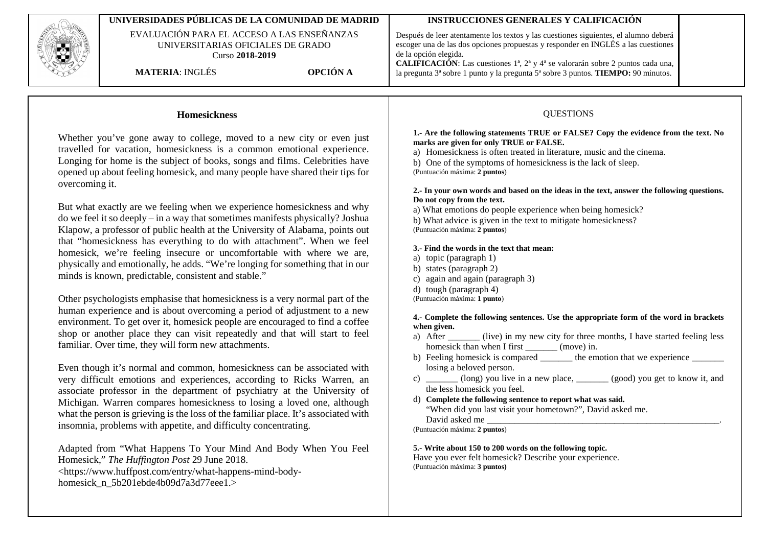**UNIVERSIDADES PÚBLICAS DE LA COMUNIDAD DE MADRID**

EVALUACIÓN PARA EL ACCESO A LAS ENSEÑANZAS UNIVERSITARIAS OFICIALES DE GRADO

Curso **2018-2019**

**MATERIA**: INGLÉS **OPCIÓN A**

**INSTRUCCIONES GENERALES Y CALIFICACIÓN**

Después de leer atentamente los textos y las cuestiones siguientes, el alumno deberá escoger una de las dos opciones propuestas y responder en INGLÉS a las cuestiones de la opción elegida.

**CALIFICACIÓN**: Las cuestiones 1ª, 2ª y 4ª se valorarán sobre 2 puntos cada una, la pregunta 3ª sobre 1 punto y la pregunta 5ª sobre 3 puntos. **TIEMPO:** 90 minutos.

## Homesickness

Whether you've gone away to college, moved to a new city or even just travelled for vacation, homesickness is a common emotional experience. Longing for home is the subject of books, songs and films. Celebrities have opened up about feeling homesick, and many people have shared their tips for overcoming it.

But what exactly are we feeling when we experience homesickness and why do we feel it so deeply – in a way that sometimes manifests physically? Joshua Klapow, a professor of public health at the University of Alabama, points out that "homesickness has everything to do with attachment". When we feel homesick, we're feeling insecure or uncomfortable with where we are, physically and emotionally, he adds. "We're longing for something that in our minds is known, predictable, consistent and stable."

Other psychologists emphasise that homesickness is a very normal part of the human experience and is about overcoming a period of adjustment to a new environment. To get over it, homesick people are encouraged to find a coffee shop or another place they can visit repeatedly and that will start to feel familiar. Over time, they will form new attachments.

Even though it's normal and common, homesickness can be associated with very difficult emotions and experiences, according to Ricks Warren, an associate professor in the department of psychiatry at the University of Michigan. Warren compares homesickness to losing a loved one, although what the person is grieving is the loss of the familiar place. It's associated with insomnia, problems with appetite, and difficulty concentrating.

Adapted from "What Happens To Your Mind And Body When You Feel Homesick," *The Huffington Post* 29 June 2018.
<https://www.huffpost.com/entry/what-happens-mind-body-homesick_n_5b201ebde4b09d7a3d77eee1.>

## QUESTIONS

**1.- Are the following statements TRUE or FALSE? Copy the evidence from the text. No marks are given for only TRUE or FALSE.**

a) Homesickness is often treated in literature, music and the cinema.
b) One of the symptoms of homesickness is the lack of sleep.
(Puntuación máxima: **2 puntos**)

**2.- In your own words and based on the ideas in the text, answer the following questions. Do not copy from the text.**

a) What emotions do people experience when being homesick?
b) What advice is given in the text to mitigate homesickness?
(Puntuación máxima: **2 puntos**)

**3.- Find the words in the text that mean:**

a) topic (paragraph 1)
b) states (paragraph 2)
c) again and again (paragraph 3)
d) tough (paragraph 4)
(Puntuación máxima: **1 punto**)

**4.- Complete the following sentences. Use the appropriate form of the word in brackets when given.**

a) After _______ (live) in my new city for three months, I have started feeling less homesick than when I first _______ (move) in.
b) Feeling homesick is compared _______ the emotion that we experience _______ losing a beloved person.
c) _______ (long) you live in a new place, _______ (good) you get to know it, and the less homesick you feel.
d) **Complete the following sentence to report what was said.**
"When did you last visit your hometown?", David asked me.
David asked me ______________________________________________________.
(Puntuación máxima: **2 puntos**)

**5.- Write about 150 to 200 words on the following topic.**

Have you ever felt homesick? Describe your experience.
(Puntuación máxima: **3 puntos)**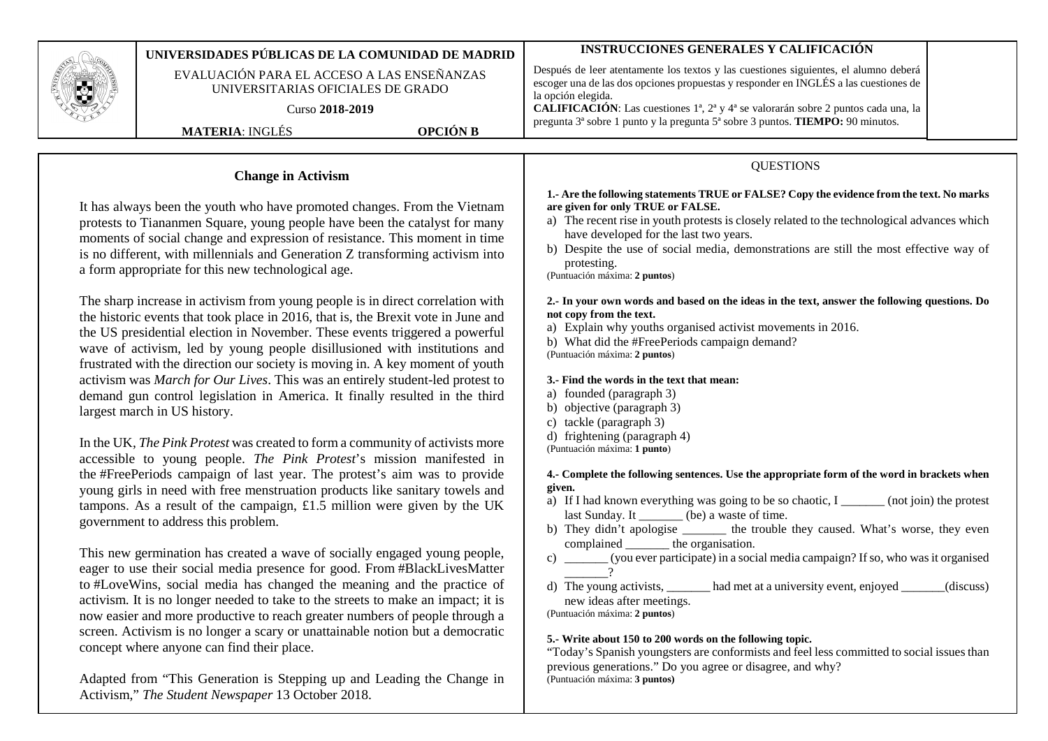| UNIVERSIDADES PÚBLICAS DE LA COMUNIDAD DE MADRID | INSTRUCCIONES GENERALES Y CALIFICACIÓN |
| --- | --- |
| EVALUACIÓN PARA EL ACCESO A LAS ENSEÑANZAS UNIVERSITARIAS OFICIALES DE GRADO<br>Curso **2018-2019**<br>**MATERIA**: INGLÉS **OPCIÓN B** | Después de leer atentamente los textos y las cuestiones siguientes, el alumno deberá escoger una de las dos opciones propuestas y responder en INGLÉS a las cuestiones de la opción elegida.<br>**CALIFICACIÓN**: Las cuestiones 1ª, 2ª y 4ª se valorarán sobre 2 puntos cada una, la pregunta 3ª sobre 1 punto y la pregunta 5ª sobre 3 puntos. **TIEMPO:** 90 minutos. |

## Change in Activism

It has always been the youth who have promoted changes. From the Vietnam protests to Tiananmen Square, young people have been the catalyst for many moments of social change and expression of resistance. This moment in time is no different, with millennials and Generation Z transforming activism into a form appropriate for this new technological age.

The sharp increase in activism from young people is in direct correlation with the historic events that took place in 2016, that is, the Brexit vote in June and the US presidential election in November. These events triggered a powerful wave of activism, led by young people disillusioned with institutions and frustrated with the direction our society is moving in. A key moment of youth activism was *March for Our Lives*. This was an entirely student-led protest to demand gun control legislation in America. It finally resulted in the third largest march in US history.

In the UK, *The Pink Protest* was created to form a community of activists more accessible to young people. *The Pink Protest*'s mission manifested in the #FreePeriods campaign of last year. The protest's aim was to provide young girls in need with free menstruation products like sanitary towels and tampons. As a result of the campaign, £1.5 million were given by the UK government to address this problem.

This new germination has created a wave of socially engaged young people, eager to use their social media presence for good. From #BlackLivesMatter to #LoveWins, social media has changed the meaning and the practice of activism. It is no longer needed to take to the streets to make an impact; it is now easier and more productive to reach greater numbers of people through a screen. Activism is no longer a scary or unattainable notion but a democratic concept where anyone can find their place.

Adapted from "This Generation is Stepping up and Leading the Change in Activism," *The Student Newspaper* 13 October 2018.

### QUESTIONS

**1.- Are the following statements TRUE or FALSE? Copy the evidence from the text. No marks are given for only TRUE or FALSE.**

a) The recent rise in youth protests is closely related to the technological advances which have developed for the last two years.
b) Despite the use of social media, demonstrations are still the most effective way of protesting.

(Puntuación máxima: **2 puntos**)

**2.- In your own words and based on the ideas in the text, answer the following questions. Do not copy from the text.**

a) Explain why youths organised activist movements in 2016.
b) What did the #FreePeriods campaign demand?

(Puntuación máxima: **2 puntos**)

**3.- Find the words in the text that mean:**

a) founded (paragraph 3)
b) objective (paragraph 3)
c) tackle (paragraph 3)
d) frightening (paragraph 4)

(Puntuación máxima: **1 punto**)

**4.- Complete the following sentences. Use the appropriate form of the word in brackets when given.**

a) If I had known everything was going to be so chaotic, I _______ (not join) the protest last Sunday. It _______ (be) a waste of time.
b) They didn't apologise _______ the trouble they caused. What's worse, they even complained _______ the organisation.
c) _______ (you ever participate) in a social media campaign? If so, who was it organised _______?
d) The young activists, _______ had met at a university event, enjoyed _______(discuss) new ideas after meetings.

(Puntuación máxima: **2 puntos**)

**5.- Write about 150 to 200 words on the following topic.**

"Today's Spanish youngsters are conformists and feel less committed to social issues than previous generations." Do you agree or disagree, and why?

(Puntuación máxima: **3 puntos**)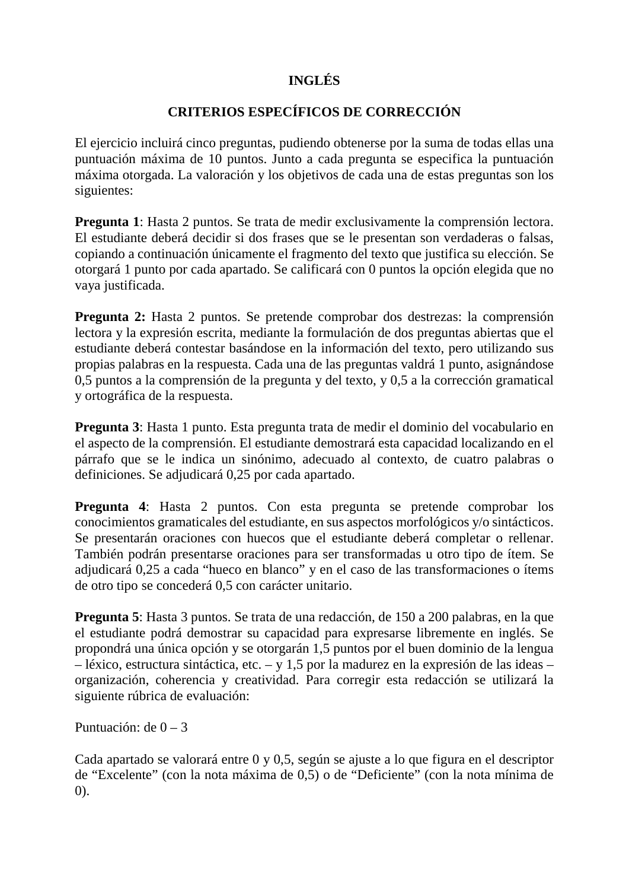**INGLÉS**

**CRITERIOS ESPECÍFICOS DE CORRECCIÓN**

El ejercicio incluirá cinco preguntas, pudiendo obtenerse por la suma de todas ellas una puntuación máxima de 10 puntos. Junto a cada pregunta se especifica la puntuación máxima otorgada. La valoración y los objetivos de cada una de estas preguntas son los siguientes:

**Pregunta 1**: Hasta 2 puntos. Se trata de medir exclusivamente la comprensión lectora. El estudiante deberá decidir si dos frases que se le presentan son verdaderas o falsas, copiando a continuación únicamente el fragmento del texto que justifica su elección. Se otorgará 1 punto por cada apartado. Se calificará con 0 puntos la opción elegida que no vaya justificada.

**Pregunta 2:** Hasta 2 puntos. Se pretende comprobar dos destrezas: la comprensión lectora y la expresión escrita, mediante la formulación de dos preguntas abiertas que el estudiante deberá contestar basándose en la información del texto, pero utilizando sus propias palabras en la respuesta. Cada una de las preguntas valdrá 1 punto, asignándose 0,5 puntos a la comprensión de la pregunta y del texto, y 0,5 a la corrección gramatical y ortográfica de la respuesta.

**Pregunta 3**: Hasta 1 punto. Esta pregunta trata de medir el dominio del vocabulario en el aspecto de la comprensión. El estudiante demostrará esta capacidad localizando en el párrafo que se le indica un sinónimo, adecuado al contexto, de cuatro palabras o definiciones. Se adjudicará 0,25 por cada apartado.

**Pregunta 4**: Hasta 2 puntos. Con esta pregunta se pretende comprobar los conocimientos gramaticales del estudiante, en sus aspectos morfológicos y/o sintácticos. Se presentarán oraciones con huecos que el estudiante deberá completar o rellenar. También podrán presentarse oraciones para ser transformadas u otro tipo de ítem. Se adjudicará 0,25 a cada "hueco en blanco" y en el caso de las transformaciones o ítems de otro tipo se concederá 0,5 con carácter unitario.

**Pregunta 5**: Hasta 3 puntos. Se trata de una redacción, de 150 a 200 palabras, en la que el estudiante podrá demostrar su capacidad para expresarse libremente en inglés. Se propondrá una única opción y se otorgarán 1,5 puntos por el buen dominio de la lengua – léxico, estructura sintáctica, etc. – y 1,5 por la madurez en la expresión de las ideas – organización, coherencia y creatividad. Para corregir esta redacción se utilizará la siguiente rúbrica de evaluación:

Puntuación: de 0 – 3

Cada apartado se valorará entre 0 y 0,5, según se ajuste a lo que figura en el descriptor de "Excelente" (con la nota máxima de 0,5) o de "Deficiente" (con la nota mínima de 0).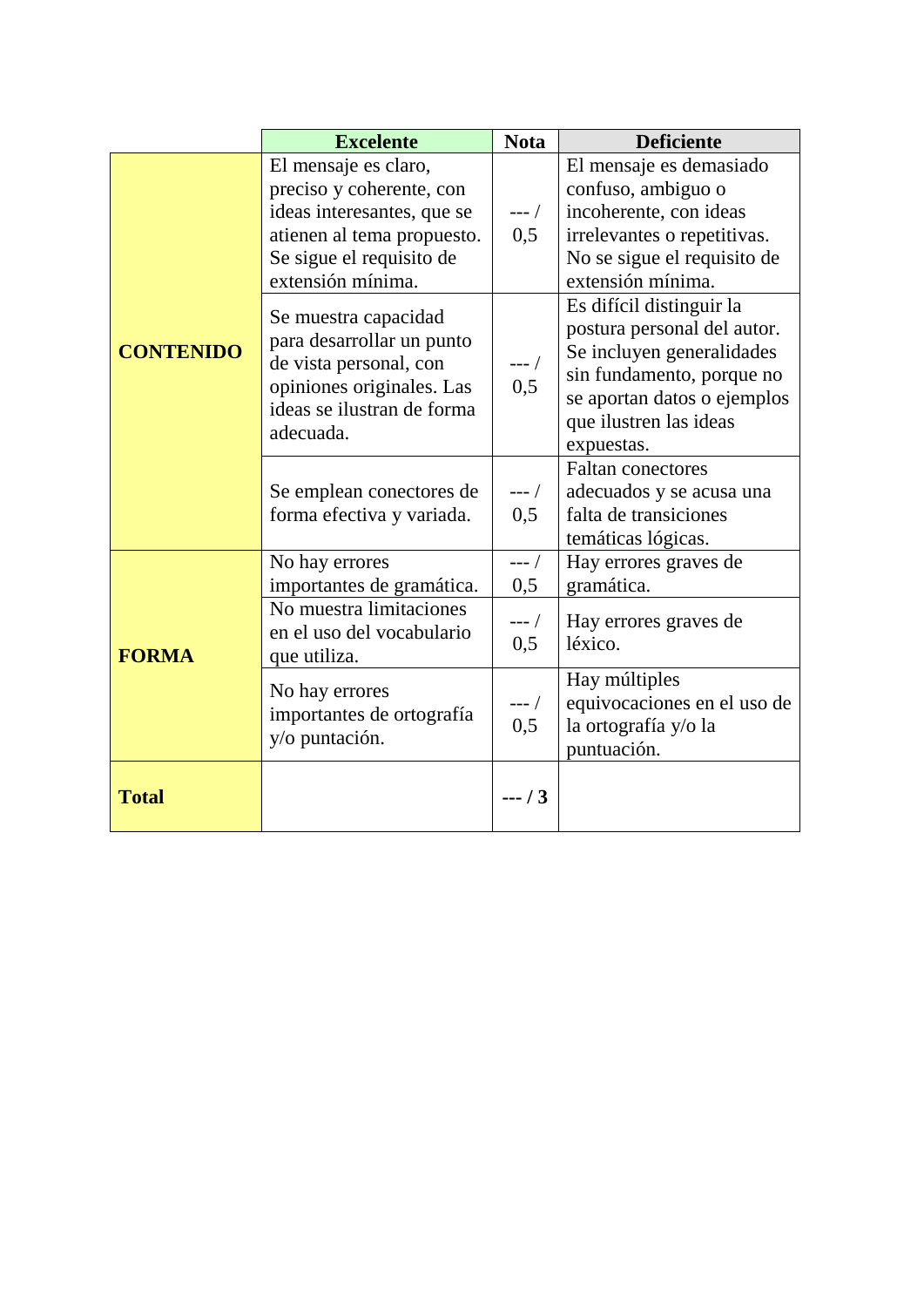| | Excelente | Nota | Deficiente |
|---|---|---|---|
| **CONTENIDO** | El mensaje es claro, preciso y coherente, con ideas interesantes, que se atienen al tema propuesto. Se sigue el requisito de extensión mínima. | --- / 0,5 | El mensaje es demasiado confuso, ambiguo o incoherente, con ideas irrelevantes o repetitivas. No se sigue el requisito de extensión mínima. |
| | Se muestra capacidad para desarrollar un punto de vista personal, con opiniones originales. Las ideas se ilustran de forma adecuada. | --- / 0,5 | Es difícil distinguir la postura personal del autor. Se incluyen generalidades sin fundamento, porque no se aportan datos o ejemplos que ilustren las ideas expuestas. |
| | Se emplean conectores de forma efectiva y variada. | --- / 0,5 | Faltan conectores adecuados y se acusa una falta de transiciones temáticas lógicas. |
| **FORMA** | No hay errores importantes de gramática. | --- / 0,5 | Hay errores graves de gramática. |
| | No muestra limitaciones en el uso del vocabulario que utiliza. | --- / 0,5 | Hay errores graves de léxico. |
| | No hay errores importantes de ortografía y/o puntuación. | --- / 0,5 | Hay múltiples equivocaciones en el uso de la ortografía y/o la puntuación. |
| **Total** | | **--- / 3** | |